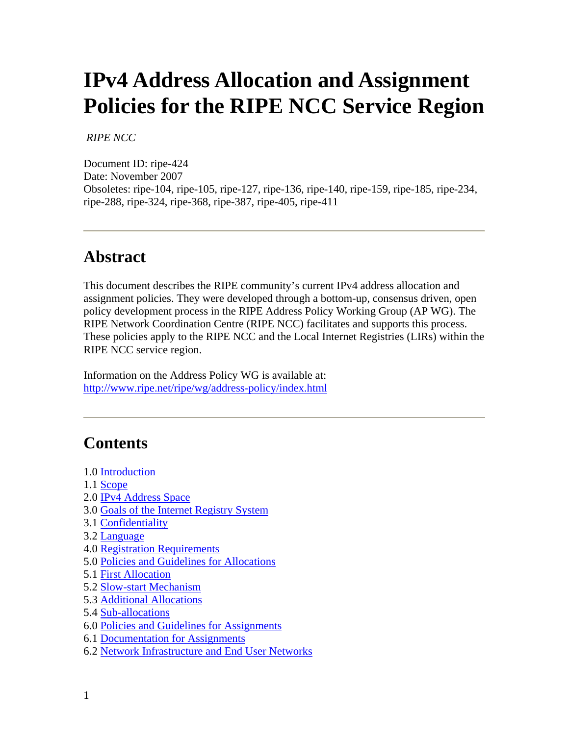# IPv4 Address Allocation and Assignment Policies for the RIPE NCC Service Region

*RIPE NCC*

Document ID: ripe-424
Date: November 2007
Obsoletes: ripe-104, ripe-105, ripe-127, ripe-136, ripe-140, ripe-159, ripe-185, ripe-234, ripe-288, ripe-324, ripe-368, ripe-387, ripe-405, ripe-411

---

## Abstract

This document describes the RIPE community's current IPv4 address allocation and assignment policies. They were developed through a bottom-up, consensus driven, open policy development process in the RIPE Address Policy Working Group (AP WG). The RIPE Network Coordination Centre (RIPE NCC) facilitates and supports this process. These policies apply to the RIPE NCC and the Local Internet Registries (LIRs) within the RIPE NCC service region.

Information on the Address Policy WG is available at:
http://www.ripe.net/ripe/wg/address-policy/index.html

---

## Contents

1.0 Introduction
1.1 Scope
2.0 IPv4 Address Space
3.0 Goals of the Internet Registry System
3.1 Confidentiality
3.2 Language
4.0 Registration Requirements
5.0 Policies and Guidelines for Allocations
5.1 First Allocation
5.2 Slow-start Mechanism
5.3 Additional Allocations
5.4 Sub-allocations
6.0 Policies and Guidelines for Assignments
6.1 Documentation for Assignments
6.2 Network Infrastructure and End User Networks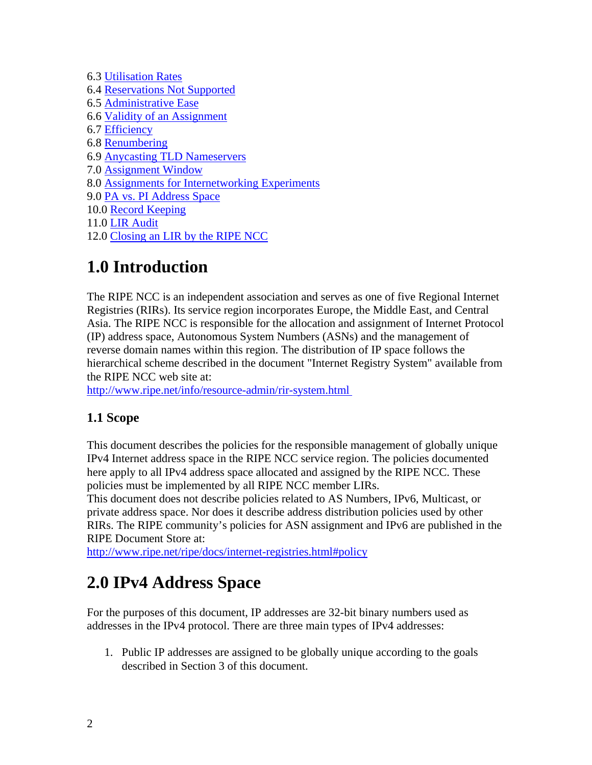6.3 Utilisation Rates
6.4 Reservations Not Supported
6.5 Administrative Ease
6.6 Validity of an Assignment
6.7 Efficiency
6.8 Renumbering
6.9 Anycasting TLD Nameservers
7.0 Assignment Window
8.0 Assignments for Internetworking Experiments
9.0 PA vs. PI Address Space
10.0 Record Keeping
11.0 LIR Audit
12.0 Closing an LIR by the RIPE NCC

# 1.0 Introduction

The RIPE NCC is an independent association and serves as one of five Regional Internet Registries (RIRs). Its service region incorporates Europe, the Middle East, and Central Asia. The RIPE NCC is responsible for the allocation and assignment of Internet Protocol (IP) address space, Autonomous System Numbers (ASNs) and the management of reverse domain names within this region. The distribution of IP space follows the hierarchical scheme described in the document "Internet Registry System" available from the RIPE NCC web site at:
http://www.ripe.net/info/resource-admin/rir-system.html

### 1.1 Scope

This document describes the policies for the responsible management of globally unique IPv4 Internet address space in the RIPE NCC service region. The policies documented here apply to all IPv4 address space allocated and assigned by the RIPE NCC. These policies must be implemented by all RIPE NCC member LIRs.
This document does not describe policies related to AS Numbers, IPv6, Multicast, or private address space. Nor does it describe address distribution policies used by other RIRs. The RIPE community's policies for ASN assignment and IPv6 are published in the RIPE Document Store at:
http://www.ripe.net/ripe/docs/internet-registries.html#policy

# 2.0 IPv4 Address Space

For the purposes of this document, IP addresses are 32-bit binary numbers used as addresses in the IPv4 protocol. There are three main types of IPv4 addresses:

1. Public IP addresses are assigned to be globally unique according to the goals described in Section 3 of this document.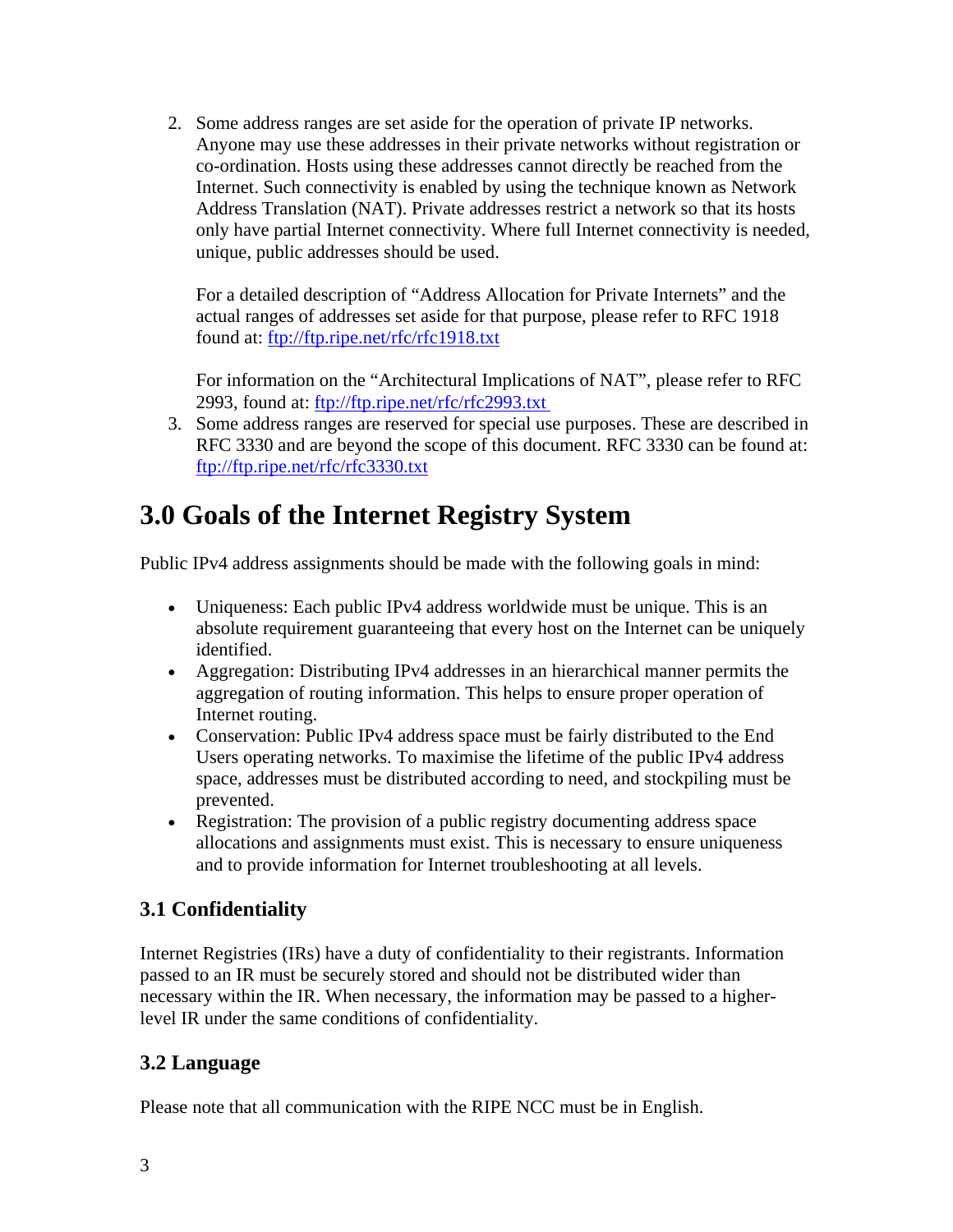2. Some address ranges are set aside for the operation of private IP networks. Anyone may use these addresses in their private networks without registration or co-ordination. Hosts using these addresses cannot directly be reached from the Internet. Such connectivity is enabled by using the technique known as Network Address Translation (NAT). Private addresses restrict a network so that its hosts only have partial Internet connectivity. Where full Internet connectivity is needed, unique, public addresses should be used.

   For a detailed description of "Address Allocation for Private Internets" and the actual ranges of addresses set aside for that purpose, please refer to RFC 1918 found at: ftp://ftp.ripe.net/rfc/rfc1918.txt

   For information on the "Architectural Implications of NAT", please refer to RFC 2993, found at: ftp://ftp.ripe.net/rfc/rfc2993.txt

3. Some address ranges are reserved for special use purposes. These are described in RFC 3330 and are beyond the scope of this document. RFC 3330 can be found at: ftp://ftp.ripe.net/rfc/rfc3330.txt

# 3.0 Goals of the Internet Registry System

Public IPv4 address assignments should be made with the following goals in mind:

- Uniqueness: Each public IPv4 address worldwide must be unique. This is an absolute requirement guaranteeing that every host on the Internet can be uniquely identified.
- Aggregation: Distributing IPv4 addresses in an hierarchical manner permits the aggregation of routing information. This helps to ensure proper operation of Internet routing.
- Conservation: Public IPv4 address space must be fairly distributed to the End Users operating networks. To maximise the lifetime of the public IPv4 address space, addresses must be distributed according to need, and stockpiling must be prevented.
- Registration: The provision of a public registry documenting address space allocations and assignments must exist. This is necessary to ensure uniqueness and to provide information for Internet troubleshooting at all levels.

## 3.1 Confidentiality

Internet Registries (IRs) have a duty of confidentiality to their registrants. Information passed to an IR must be securely stored and should not be distributed wider than necessary within the IR. When necessary, the information may be passed to a higher-level IR under the same conditions of confidentiality.

## 3.2 Language

Please note that all communication with the RIPE NCC must be in English.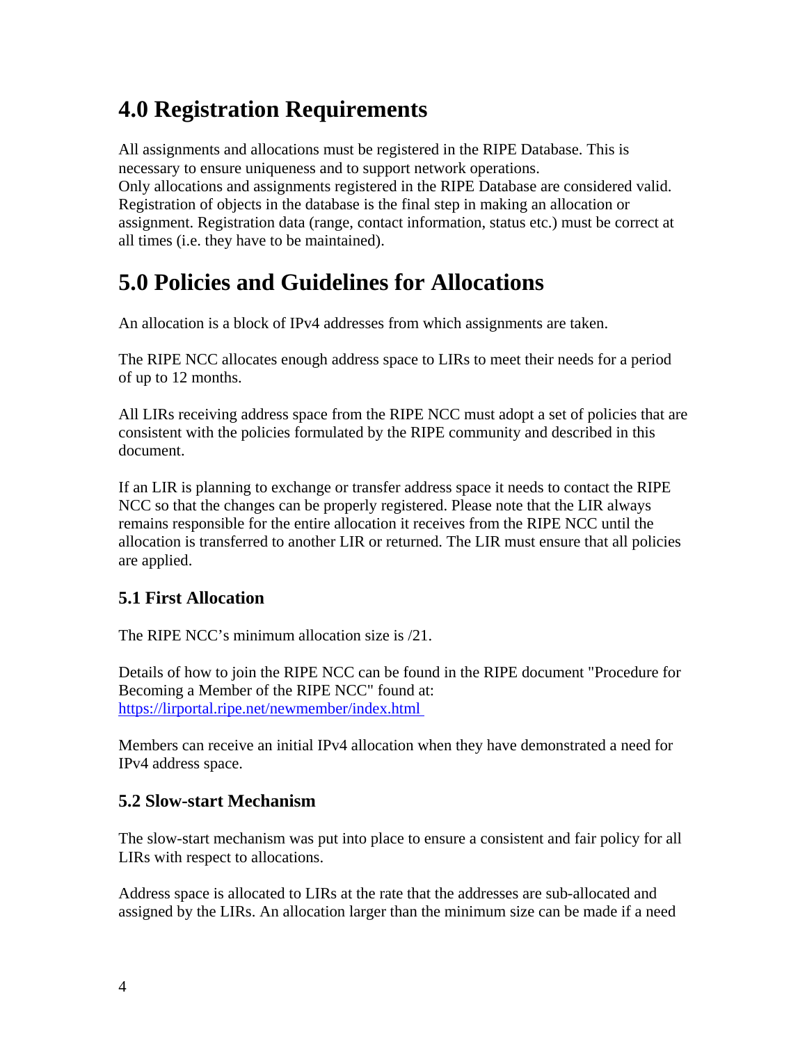# 4.0 Registration Requirements

All assignments and allocations must be registered in the RIPE Database. This is necessary to ensure uniqueness and to support network operations.
Only allocations and assignments registered in the RIPE Database are considered valid. Registration of objects in the database is the final step in making an allocation or assignment. Registration data (range, contact information, status etc.) must be correct at all times (i.e. they have to be maintained).

# 5.0 Policies and Guidelines for Allocations

An allocation is a block of IPv4 addresses from which assignments are taken.

The RIPE NCC allocates enough address space to LIRs to meet their needs for a period of up to 12 months.

All LIRs receiving address space from the RIPE NCC must adopt a set of policies that are consistent with the policies formulated by the RIPE community and described in this document.

If an LIR is planning to exchange or transfer address space it needs to contact the RIPE NCC so that the changes can be properly registered. Please note that the LIR always remains responsible for the entire allocation it receives from the RIPE NCC until the allocation is transferred to another LIR or returned. The LIR must ensure that all policies are applied.

## 5.1 First Allocation

The RIPE NCC's minimum allocation size is /21.

Details of how to join the RIPE NCC can be found in the RIPE document "Procedure for Becoming a Member of the RIPE NCC" found at:
[https://lirportal.ripe.net/newmember/index.html](https://lirportal.ripe.net/newmember/index.html)

Members can receive an initial IPv4 allocation when they have demonstrated a need for IPv4 address space.

## 5.2 Slow-start Mechanism

The slow-start mechanism was put into place to ensure a consistent and fair policy for all LIRs with respect to allocations.

Address space is allocated to LIRs at the rate that the addresses are sub-allocated and assigned by the LIRs. An allocation larger than the minimum size can be made if a need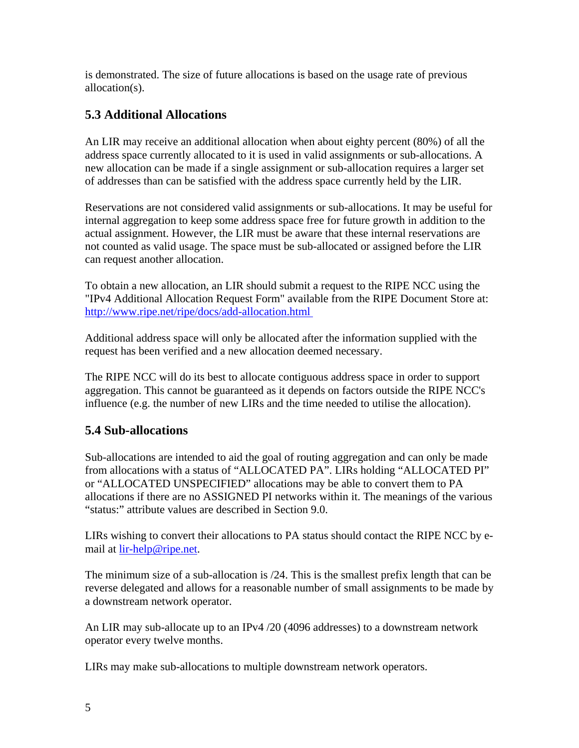is demonstrated. The size of future allocations is based on the usage rate of previous allocation(s).

## 5.3 Additional Allocations

An LIR may receive an additional allocation when about eighty percent (80%) of all the address space currently allocated to it is used in valid assignments or sub-allocations. A new allocation can be made if a single assignment or sub-allocation requires a larger set of addresses than can be satisfied with the address space currently held by the LIR.

Reservations are not considered valid assignments or sub-allocations. It may be useful for internal aggregation to keep some address space free for future growth in addition to the actual assignment. However, the LIR must be aware that these internal reservations are not counted as valid usage. The space must be sub-allocated or assigned before the LIR can request another allocation.

To obtain a new allocation, an LIR should submit a request to the RIPE NCC using the "IPv4 Additional Allocation Request Form" available from the RIPE Document Store at: http://www.ripe.net/ripe/docs/add-allocation.html

Additional address space will only be allocated after the information supplied with the request has been verified and a new allocation deemed necessary.

The RIPE NCC will do its best to allocate contiguous address space in order to support aggregation. This cannot be guaranteed as it depends on factors outside the RIPE NCC's influence (e.g. the number of new LIRs and the time needed to utilise the allocation).

## 5.4 Sub-allocations

Sub-allocations are intended to aid the goal of routing aggregation and can only be made from allocations with a status of "ALLOCATED PA". LIRs holding "ALLOCATED PI" or "ALLOCATED UNSPECIFIED" allocations may be able to convert them to PA allocations if there are no ASSIGNED PI networks within it. The meanings of the various "status:" attribute values are described in Section 9.0.

LIRs wishing to convert their allocations to PA status should contact the RIPE NCC by e-mail at lir-help@ripe.net.

The minimum size of a sub-allocation is /24. This is the smallest prefix length that can be reverse delegated and allows for a reasonable number of small assignments to be made by a downstream network operator.

An LIR may sub-allocate up to an IPv4 /20 (4096 addresses) to a downstream network operator every twelve months.

LIRs may make sub-allocations to multiple downstream network operators.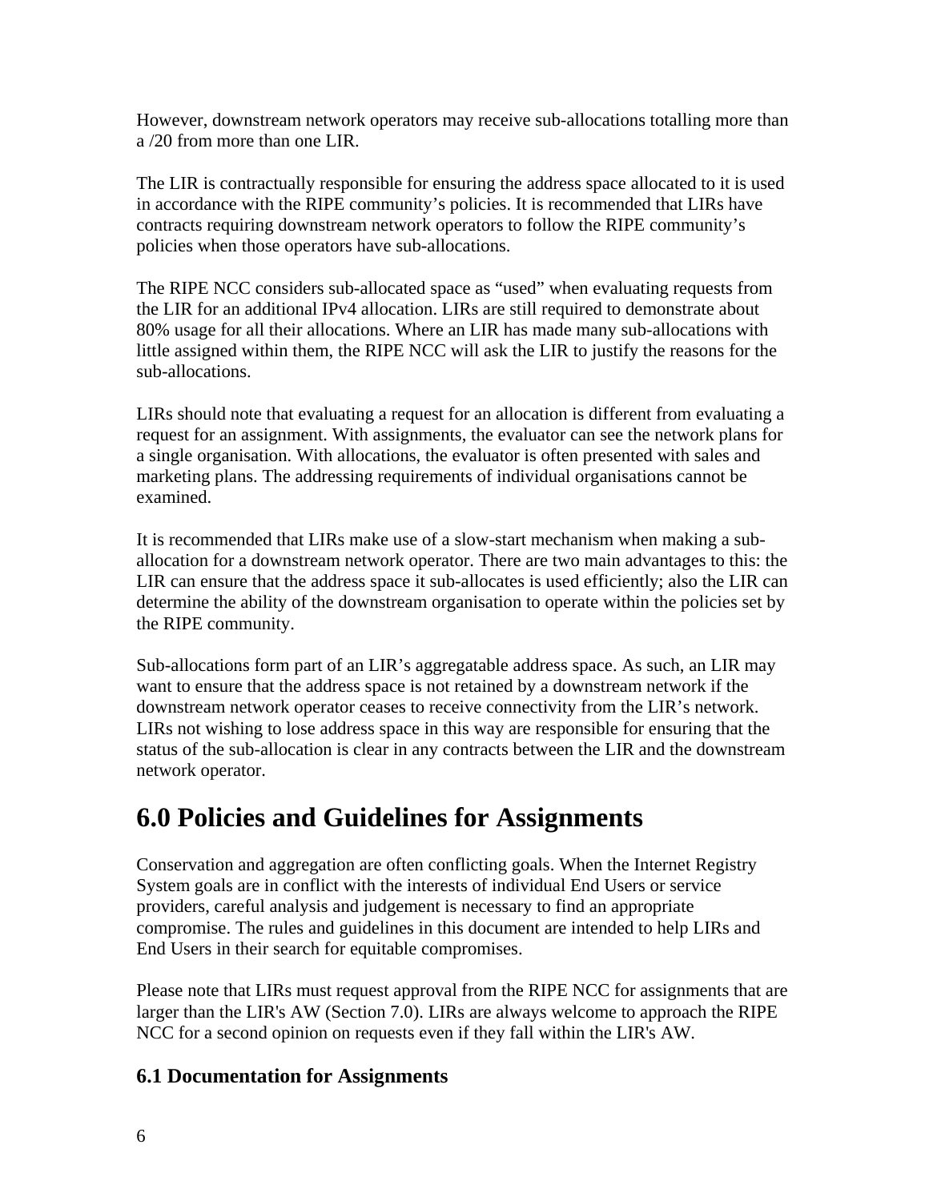However, downstream network operators may receive sub-allocations totalling more than a /20 from more than one LIR.

The LIR is contractually responsible for ensuring the address space allocated to it is used in accordance with the RIPE community's policies. It is recommended that LIRs have contracts requiring downstream network operators to follow the RIPE community's policies when those operators have sub-allocations.

The RIPE NCC considers sub-allocated space as "used" when evaluating requests from the LIR for an additional IPv4 allocation. LIRs are still required to demonstrate about 80% usage for all their allocations. Where an LIR has made many sub-allocations with little assigned within them, the RIPE NCC will ask the LIR to justify the reasons for the sub-allocations.

LIRs should note that evaluating a request for an allocation is different from evaluating a request for an assignment. With assignments, the evaluator can see the network plans for a single organisation. With allocations, the evaluator is often presented with sales and marketing plans. The addressing requirements of individual organisations cannot be examined.

It is recommended that LIRs make use of a slow-start mechanism when making a sub-allocation for a downstream network operator. There are two main advantages to this: the LIR can ensure that the address space it sub-allocates is used efficiently; also the LIR can determine the ability of the downstream organisation to operate within the policies set by the RIPE community.

Sub-allocations form part of an LIR's aggregatable address space. As such, an LIR may want to ensure that the address space is not retained by a downstream network if the downstream network operator ceases to receive connectivity from the LIR's network. LIRs not wishing to lose address space in this way are responsible for ensuring that the status of the sub-allocation is clear in any contracts between the LIR and the downstream network operator.

# 6.0 Policies and Guidelines for Assignments

Conservation and aggregation are often conflicting goals. When the Internet Registry System goals are in conflict with the interests of individual End Users or service providers, careful analysis and judgement is necessary to find an appropriate compromise. The rules and guidelines in this document are intended to help LIRs and End Users in their search for equitable compromises.

Please note that LIRs must request approval from the RIPE NCC for assignments that are larger than the LIR's AW (Section 7.0). LIRs are always welcome to approach the RIPE NCC for a second opinion on requests even if they fall within the LIR's AW.

## 6.1 Documentation for Assignments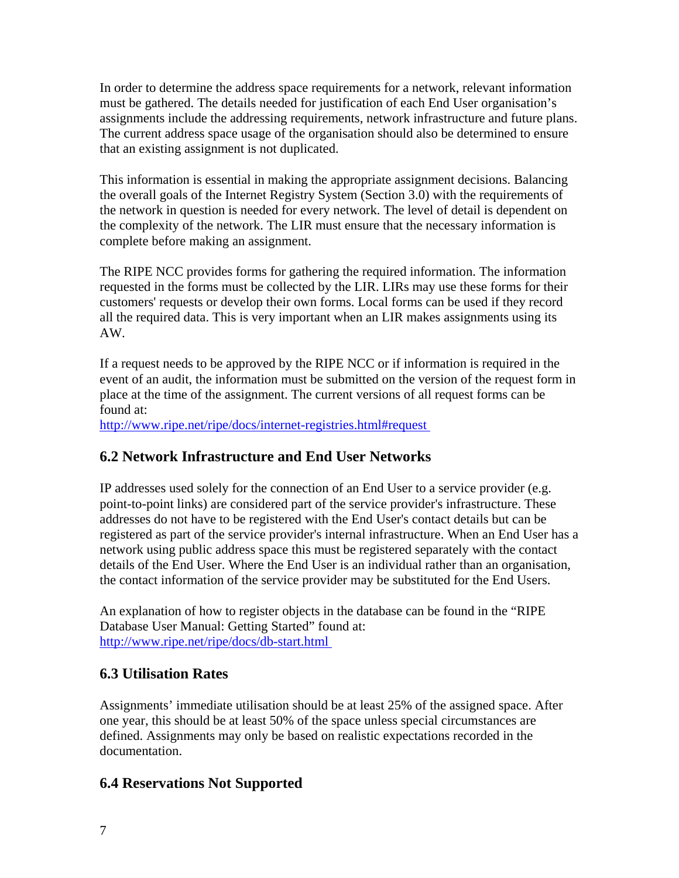In order to determine the address space requirements for a network, relevant information must be gathered. The details needed for justification of each End User organisation's assignments include the addressing requirements, network infrastructure and future plans. The current address space usage of the organisation should also be determined to ensure that an existing assignment is not duplicated.

This information is essential in making the appropriate assignment decisions. Balancing the overall goals of the Internet Registry System (Section 3.0) with the requirements of the network in question is needed for every network. The level of detail is dependent on the complexity of the network. The LIR must ensure that the necessary information is complete before making an assignment.

The RIPE NCC provides forms for gathering the required information. The information requested in the forms must be collected by the LIR. LIRs may use these forms for their customers' requests or develop their own forms. Local forms can be used if they record all the required data. This is very important when an LIR makes assignments using its AW.

If a request needs to be approved by the RIPE NCC or if information is required in the event of an audit, the information must be submitted on the version of the request form in place at the time of the assignment. The current versions of all request forms can be found at:
http://www.ripe.net/ripe/docs/internet-registries.html#request

## 6.2 Network Infrastructure and End User Networks

IP addresses used solely for the connection of an End User to a service provider (e.g. point-to-point links) are considered part of the service provider's infrastructure. These addresses do not have to be registered with the End User's contact details but can be registered as part of the service provider's internal infrastructure. When an End User has a network using public address space this must be registered separately with the contact details of the End User. Where the End User is an individual rather than an organisation, the contact information of the service provider may be substituted for the End Users.

An explanation of how to register objects in the database can be found in the "RIPE Database User Manual: Getting Started" found at:
http://www.ripe.net/ripe/docs/db-start.html

## 6.3 Utilisation Rates

Assignments' immediate utilisation should be at least 25% of the assigned space. After one year, this should be at least 50% of the space unless special circumstances are defined. Assignments may only be based on realistic expectations recorded in the documentation.

## 6.4 Reservations Not Supported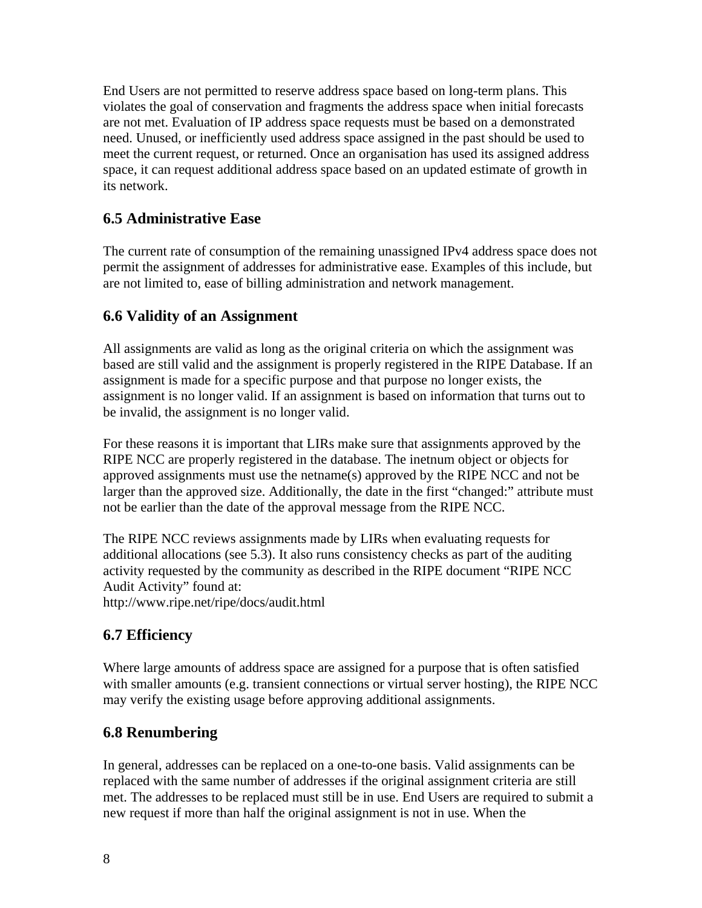End Users are not permitted to reserve address space based on long-term plans. This violates the goal of conservation and fragments the address space when initial forecasts are not met. Evaluation of IP address space requests must be based on a demonstrated need. Unused, or inefficiently used address space assigned in the past should be used to meet the current request, or returned. Once an organisation has used its assigned address space, it can request additional address space based on an updated estimate of growth in its network.

## 6.5 Administrative Ease

The current rate of consumption of the remaining unassigned IPv4 address space does not permit the assignment of addresses for administrative ease. Examples of this include, but are not limited to, ease of billing administration and network management.

## 6.6 Validity of an Assignment

All assignments are valid as long as the original criteria on which the assignment was based are still valid and the assignment is properly registered in the RIPE Database. If an assignment is made for a specific purpose and that purpose no longer exists, the assignment is no longer valid. If an assignment is based on information that turns out to be invalid, the assignment is no longer valid.

For these reasons it is important that LIRs make sure that assignments approved by the RIPE NCC are properly registered in the database. The inetnum object or objects for approved assignments must use the netname(s) approved by the RIPE NCC and not be larger than the approved size. Additionally, the date in the first "changed:" attribute must not be earlier than the date of the approval message from the RIPE NCC.

The RIPE NCC reviews assignments made by LIRs when evaluating requests for additional allocations (see 5.3). It also runs consistency checks as part of the auditing activity requested by the community as described in the RIPE document "RIPE NCC Audit Activity" found at:
http://www.ripe.net/ripe/docs/audit.html

## 6.7 Efficiency

Where large amounts of address space are assigned for a purpose that is often satisfied with smaller amounts (e.g. transient connections or virtual server hosting), the RIPE NCC may verify the existing usage before approving additional assignments.

## 6.8 Renumbering

In general, addresses can be replaced on a one-to-one basis. Valid assignments can be replaced with the same number of addresses if the original assignment criteria are still met. The addresses to be replaced must still be in use. End Users are required to submit a new request if more than half the original assignment is not in use. When the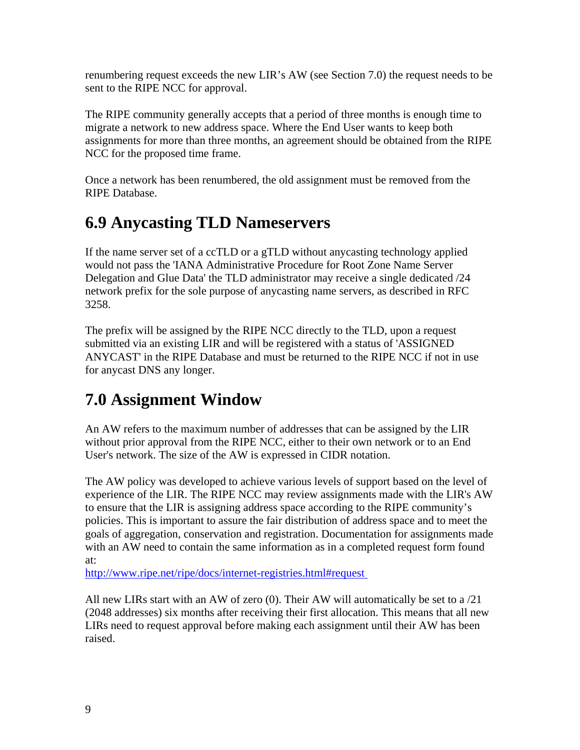renumbering request exceeds the new LIR's AW (see Section 7.0) the request needs to be sent to the RIPE NCC for approval.

The RIPE community generally accepts that a period of three months is enough time to migrate a network to new address space. Where the End User wants to keep both assignments for more than three months, an agreement should be obtained from the RIPE NCC for the proposed time frame.

Once a network has been renumbered, the old assignment must be removed from the RIPE Database.

## 6.9 Anycasting TLD Nameservers

If the name server set of a ccTLD or a gTLD without anycasting technology applied would not pass the 'IANA Administrative Procedure for Root Zone Name Server Delegation and Glue Data' the TLD administrator may receive a single dedicated /24 network prefix for the sole purpose of anycasting name servers, as described in RFC 3258.

The prefix will be assigned by the RIPE NCC directly to the TLD, upon a request submitted via an existing LIR and will be registered with a status of 'ASSIGNED ANYCAST' in the RIPE Database and must be returned to the RIPE NCC if not in use for anycast DNS any longer.

## 7.0 Assignment Window

An AW refers to the maximum number of addresses that can be assigned by the LIR without prior approval from the RIPE NCC, either to their own network or to an End User's network. The size of the AW is expressed in CIDR notation.

The AW policy was developed to achieve various levels of support based on the level of experience of the LIR. The RIPE NCC may review assignments made with the LIR's AW to ensure that the LIR is assigning address space according to the RIPE community's policies. This is important to assure the fair distribution of address space and to meet the goals of aggregation, conservation and registration. Documentation for assignments made with an AW need to contain the same information as in a completed request form found at:
http://www.ripe.net/ripe/docs/internet-registries.html#request

All new LIRs start with an AW of zero (0). Their AW will automatically be set to a /21 (2048 addresses) six months after receiving their first allocation. This means that all new LIRs need to request approval before making each assignment until their AW has been raised.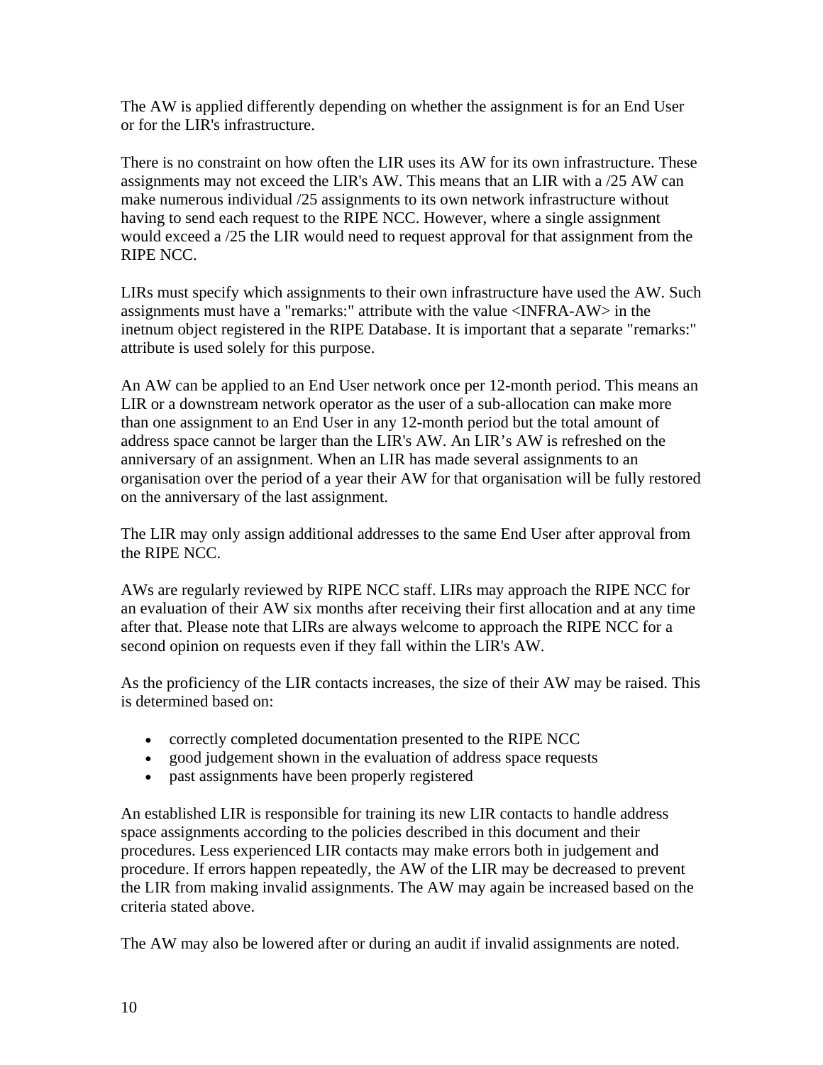The AW is applied differently depending on whether the assignment is for an End User or for the LIR's infrastructure.

There is no constraint on how often the LIR uses its AW for its own infrastructure. These assignments may not exceed the LIR's AW. This means that an LIR with a /25 AW can make numerous individual /25 assignments to its own network infrastructure without having to send each request to the RIPE NCC. However, where a single assignment would exceed a /25 the LIR would need to request approval for that assignment from the RIPE NCC.

LIRs must specify which assignments to their own infrastructure have used the AW. Such assignments must have a "remarks:" attribute with the value <INFRA-AW> in the inetnum object registered in the RIPE Database. It is important that a separate "remarks:" attribute is used solely for this purpose.

An AW can be applied to an End User network once per 12-month period. This means an LIR or a downstream network operator as the user of a sub-allocation can make more than one assignment to an End User in any 12-month period but the total amount of address space cannot be larger than the LIR's AW. An LIR’s AW is refreshed on the anniversary of an assignment. When an LIR has made several assignments to an organisation over the period of a year their AW for that organisation will be fully restored on the anniversary of the last assignment.

The LIR may only assign additional addresses to the same End User after approval from the RIPE NCC.

AWs are regularly reviewed by RIPE NCC staff. LIRs may approach the RIPE NCC for an evaluation of their AW six months after receiving their first allocation and at any time after that. Please note that LIRs are always welcome to approach the RIPE NCC for a second opinion on requests even if they fall within the LIR's AW.

As the proficiency of the LIR contacts increases, the size of their AW may be raised. This is determined based on:

- correctly completed documentation presented to the RIPE NCC
- good judgement shown in the evaluation of address space requests
- past assignments have been properly registered

An established LIR is responsible for training its new LIR contacts to handle address space assignments according to the policies described in this document and their procedures. Less experienced LIR contacts may make errors both in judgement and procedure. If errors happen repeatedly, the AW of the LIR may be decreased to prevent the LIR from making invalid assignments. The AW may again be increased based on the criteria stated above.

The AW may also be lowered after or during an audit if invalid assignments are noted.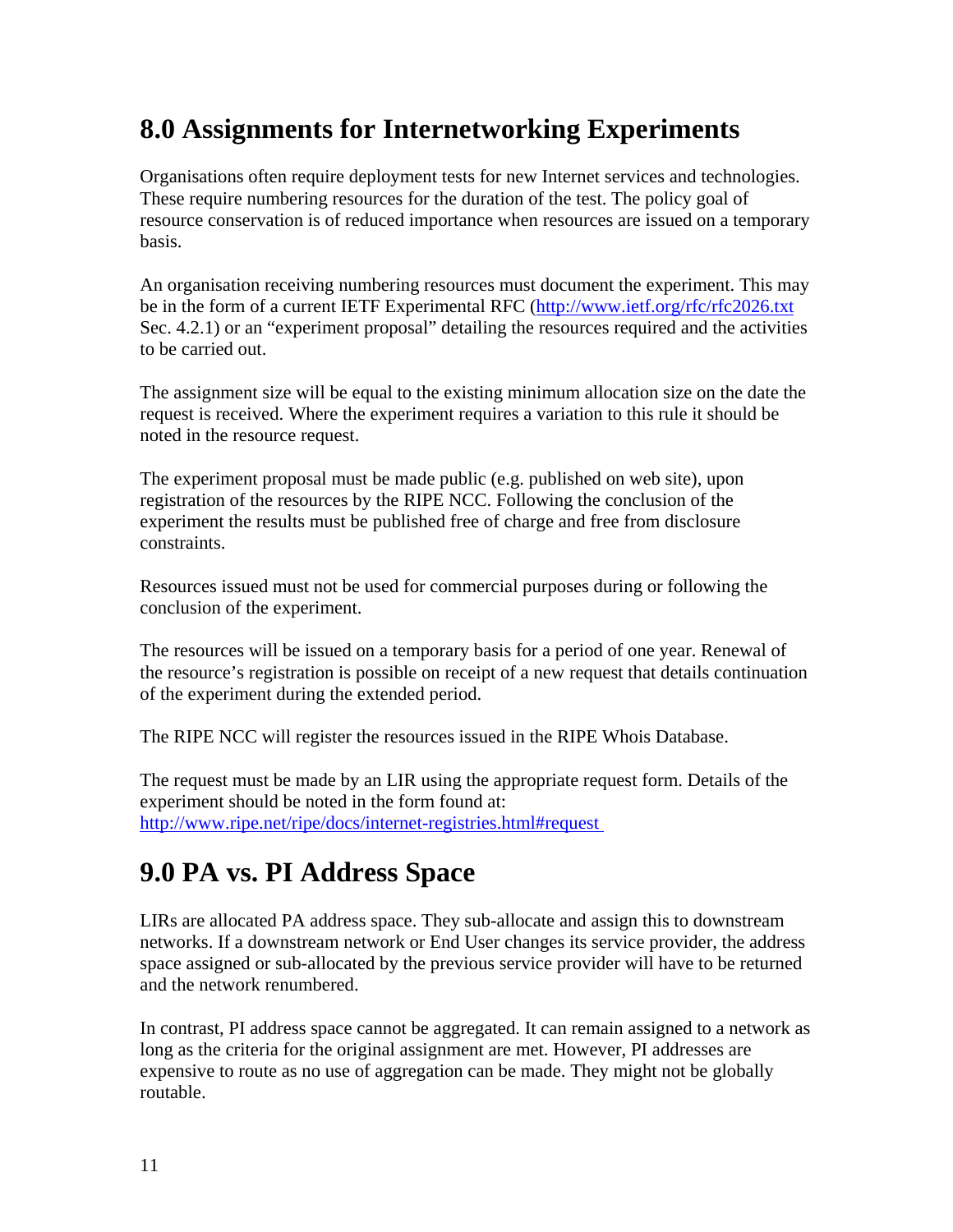## 8.0 Assignments for Internetworking Experiments

Organisations often require deployment tests for new Internet services and technologies. These require numbering resources for the duration of the test. The policy goal of resource conservation is of reduced importance when resources are issued on a temporary basis.

An organisation receiving numbering resources must document the experiment. This may be in the form of a current IETF Experimental RFC (http://www.ietf.org/rfc/rfc2026.txt Sec. 4.2.1) or an "experiment proposal" detailing the resources required and the activities to be carried out.

The assignment size will be equal to the existing minimum allocation size on the date the request is received. Where the experiment requires a variation to this rule it should be noted in the resource request.

The experiment proposal must be made public (e.g. published on web site), upon registration of the resources by the RIPE NCC. Following the conclusion of the experiment the results must be published free of charge and free from disclosure constraints.

Resources issued must not be used for commercial purposes during or following the conclusion of the experiment.

The resources will be issued on a temporary basis for a period of one year. Renewal of the resource's registration is possible on receipt of a new request that details continuation of the experiment during the extended period.

The RIPE NCC will register the resources issued in the RIPE Whois Database.

The request must be made by an LIR using the appropriate request form. Details of the experiment should be noted in the form found at:
http://www.ripe.net/ripe/docs/internet-registries.html#request

## 9.0 PA vs. PI Address Space

LIRs are allocated PA address space. They sub-allocate and assign this to downstream networks. If a downstream network or End User changes its service provider, the address space assigned or sub-allocated by the previous service provider will have to be returned and the network renumbered.

In contrast, PI address space cannot be aggregated. It can remain assigned to a network as long as the criteria for the original assignment are met. However, PI addresses are expensive to route as no use of aggregation can be made. They might not be globally routable.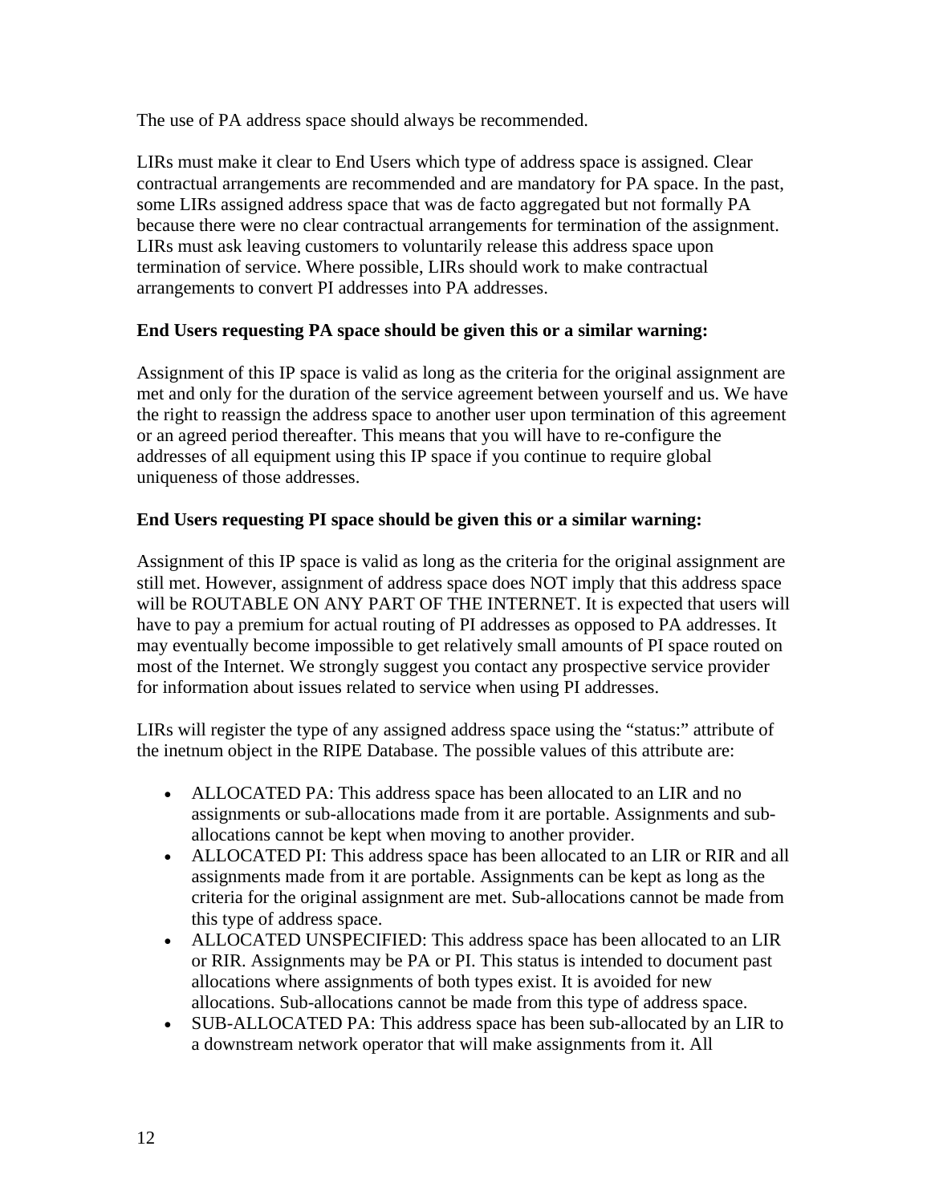The use of PA address space should always be recommended.

LIRs must make it clear to End Users which type of address space is assigned. Clear contractual arrangements are recommended and are mandatory for PA space. In the past, some LIRs assigned address space that was de facto aggregated but not formally PA because there were no clear contractual arrangements for termination of the assignment. LIRs must ask leaving customers to voluntarily release this address space upon termination of service. Where possible, LIRs should work to make contractual arrangements to convert PI addresses into PA addresses.

**End Users requesting PA space should be given this or a similar warning:**

Assignment of this IP space is valid as long as the criteria for the original assignment are met and only for the duration of the service agreement between yourself and us. We have the right to reassign the address space to another user upon termination of this agreement or an agreed period thereafter. This means that you will have to re-configure the addresses of all equipment using this IP space if you continue to require global uniqueness of those addresses.

**End Users requesting PI space should be given this or a similar warning:**

Assignment of this IP space is valid as long as the criteria for the original assignment are still met. However, assignment of address space does NOT imply that this address space will be ROUTABLE ON ANY PART OF THE INTERNET. It is expected that users will have to pay a premium for actual routing of PI addresses as opposed to PA addresses. It may eventually become impossible to get relatively small amounts of PI space routed on most of the Internet. We strongly suggest you contact any prospective service provider for information about issues related to service when using PI addresses.

LIRs will register the type of any assigned address space using the “status:” attribute of the inetnum object in the RIPE Database. The possible values of this attribute are:

- ALLOCATED PA: This address space has been allocated to an LIR and no assignments or sub-allocations made from it are portable. Assignments and sub-allocations cannot be kept when moving to another provider.
- ALLOCATED PI: This address space has been allocated to an LIR or RIR and all assignments made from it are portable. Assignments can be kept as long as the criteria for the original assignment are met. Sub-allocations cannot be made from this type of address space.
- ALLOCATED UNSPECIFIED: This address space has been allocated to an LIR or RIR. Assignments may be PA or PI. This status is intended to document past allocations where assignments of both types exist. It is avoided for new allocations. Sub-allocations cannot be made from this type of address space.
- SUB-ALLOCATED PA: This address space has been sub-allocated by an LIR to a downstream network operator that will make assignments from it. All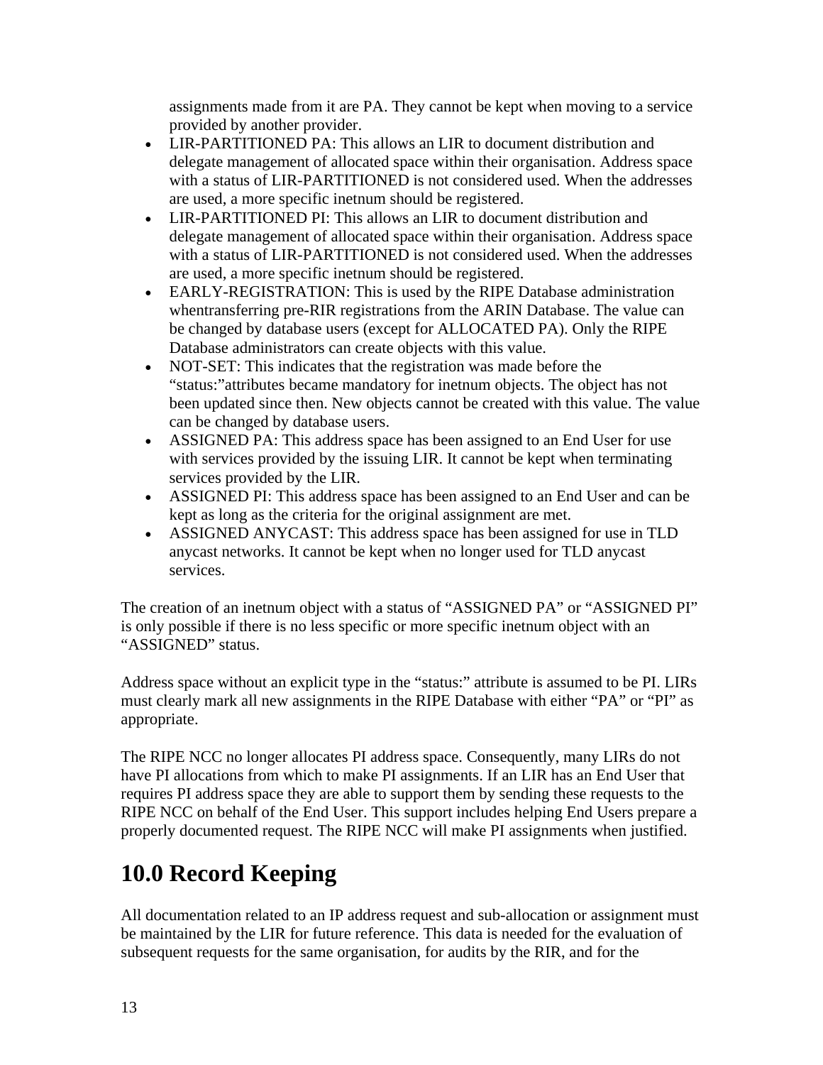assignments made from it are PA. They cannot be kept when moving to a service provided by another provider.

- LIR-PARTITIONED PA: This allows an LIR to document distribution and delegate management of allocated space within their organisation. Address space with a status of LIR-PARTITIONED is not considered used. When the addresses are used, a more specific inetnum should be registered.
- LIR-PARTITIONED PI: This allows an LIR to document distribution and delegate management of allocated space within their organisation. Address space with a status of LIR-PARTITIONED is not considered used. When the addresses are used, a more specific inetnum should be registered.
- EARLY-REGISTRATION: This is used by the RIPE Database administration whentransferring pre-RIR registrations from the ARIN Database. The value can be changed by database users (except for ALLOCATED PA). Only the RIPE Database administrators can create objects with this value.
- NOT-SET: This indicates that the registration was made before the "status:"attributes became mandatory for inetnum objects. The object has not been updated since then. New objects cannot be created with this value. The value can be changed by database users.
- ASSIGNED PA: This address space has been assigned to an End User for use with services provided by the issuing LIR. It cannot be kept when terminating services provided by the LIR.
- ASSIGNED PI: This address space has been assigned to an End User and can be kept as long as the criteria for the original assignment are met.
- ASSIGNED ANYCAST: This address space has been assigned for use in TLD anycast networks. It cannot be kept when no longer used for TLD anycast services.

The creation of an inetnum object with a status of "ASSIGNED PA" or "ASSIGNED PI" is only possible if there is no less specific or more specific inetnum object with an "ASSIGNED" status.

Address space without an explicit type in the "status:" attribute is assumed to be PI. LIRs must clearly mark all new assignments in the RIPE Database with either "PA" or "PI" as appropriate.

The RIPE NCC no longer allocates PI address space. Consequently, many LIRs do not have PI allocations from which to make PI assignments. If an LIR has an End User that requires PI address space they are able to support them by sending these requests to the RIPE NCC on behalf of the End User. This support includes helping End Users prepare a properly documented request. The RIPE NCC will make PI assignments when justified.

# 10.0 Record Keeping

All documentation related to an IP address request and sub-allocation or assignment must be maintained by the LIR for future reference. This data is needed for the evaluation of subsequent requests for the same organisation, for audits by the RIR, and for the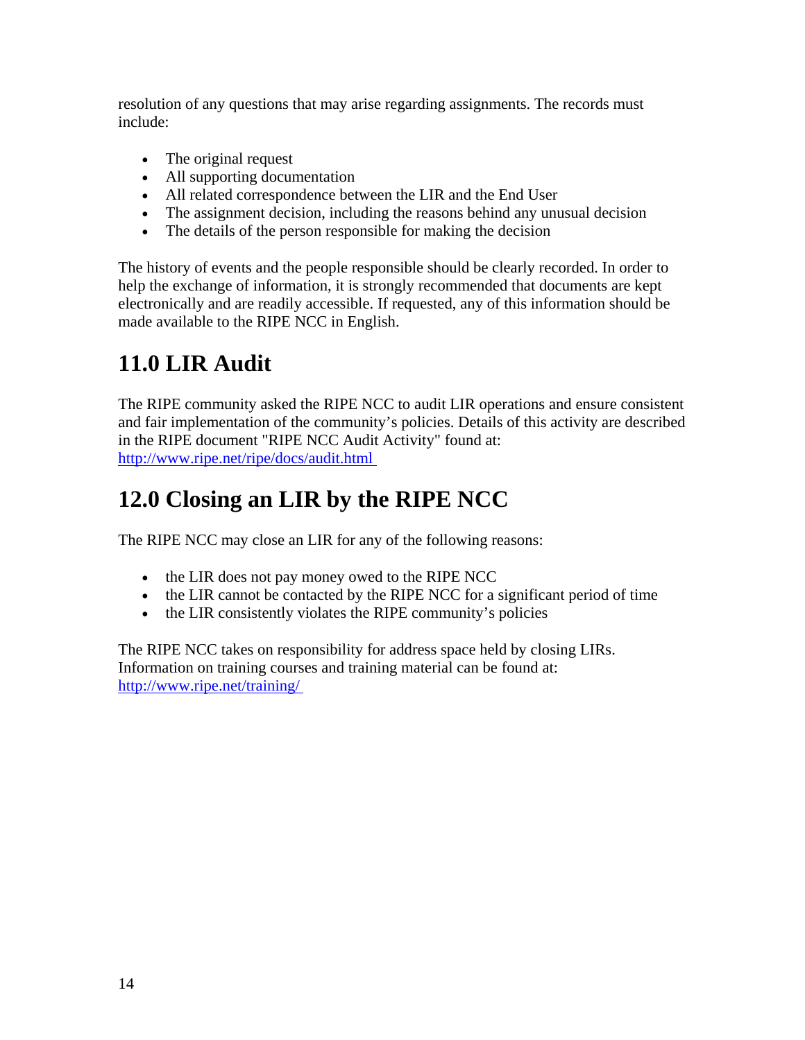resolution of any questions that may arise regarding assignments. The records must include:

- The original request
- All supporting documentation
- All related correspondence between the LIR and the End User
- The assignment decision, including the reasons behind any unusual decision
- The details of the person responsible for making the decision

The history of events and the people responsible should be clearly recorded. In order to help the exchange of information, it is strongly recommended that documents are kept electronically and are readily accessible. If requested, any of this information should be made available to the RIPE NCC in English.

# 11.0 LIR Audit

The RIPE community asked the RIPE NCC to audit LIR operations and ensure consistent and fair implementation of the community's policies. Details of this activity are described in the RIPE document "RIPE NCC Audit Activity" found at:
http://www.ripe.net/ripe/docs/audit.html

# 12.0 Closing an LIR by the RIPE NCC

The RIPE NCC may close an LIR for any of the following reasons:

- the LIR does not pay money owed to the RIPE NCC
- the LIR cannot be contacted by the RIPE NCC for a significant period of time
- the LIR consistently violates the RIPE community's policies

The RIPE NCC takes on responsibility for address space held by closing LIRs.
Information on training courses and training material can be found at:
http://www.ripe.net/training/